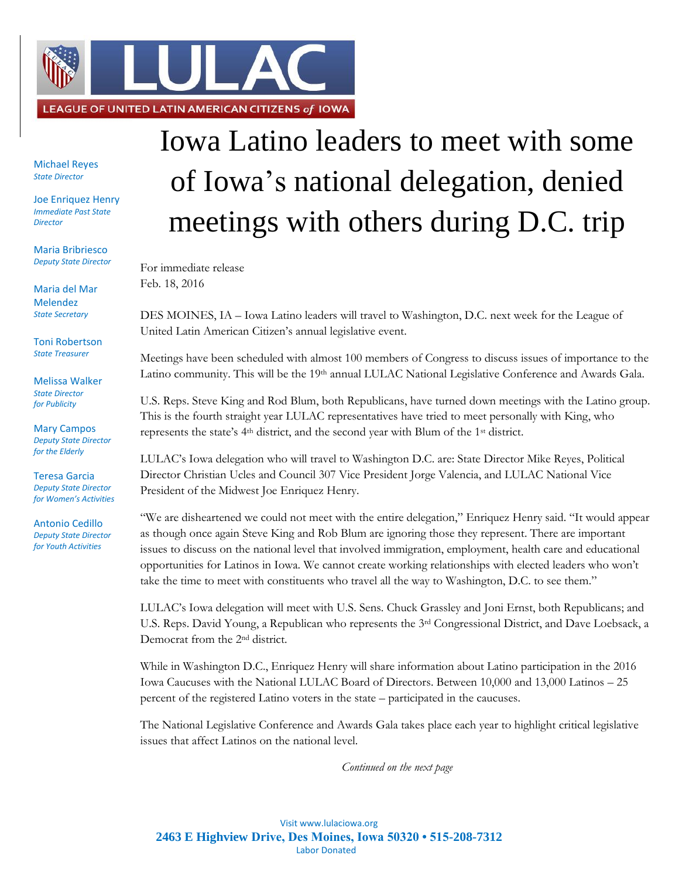LULAC

LEAGUE OF UNITED LATIN AMERICAN CITIZENS *of* IOWA

Michael Reyes
*State Director*

Joe Enriquez Henry
*Immediate Past State Director*

Maria Bribriesco
*Deputy State Director*

Maria del Mar Melendez
*State Secretary*

Toni Robertson
*State Treasurer*

Melissa Walker
*State Director for Publicity*

Mary Campos
*Deputy State Director for the Elderly*

Teresa Garcia
*Deputy State Director for Women's Activities*

Antonio Cedillo
*Deputy State Director for Youth Activities*

# Iowa Latino leaders to meet with some of Iowa's national delegation, denied meetings with others during D.C. trip

For immediate release
Feb. 18, 2016

DES MOINES, IA – Iowa Latino leaders will travel to Washington, D.C. next week for the League of United Latin American Citizen's annual legislative event.

Meetings have been scheduled with almost 100 members of Congress to discuss issues of importance to the Latino community. This will be the 19th annual LULAC National Legislative Conference and Awards Gala.

U.S. Reps. Steve King and Rod Blum, both Republicans, have turned down meetings with the Latino group. This is the fourth straight year LULAC representatives have tried to meet personally with King, who represents the state's 4th district, and the second year with Blum of the 1st district.

LULAC's Iowa delegation who will travel to Washington D.C. are: State Director Mike Reyes, Political Director Christian Ucles and Council 307 Vice President Jorge Valencia, and LULAC National Vice President of the Midwest Joe Enriquez Henry.

"We are disheartened we could not meet with the entire delegation," Enriquez Henry said. "It would appear as though once again Steve King and Rob Blum are ignoring those they represent. There are important issues to discuss on the national level that involved immigration, employment, health care and educational opportunities for Latinos in Iowa. We cannot create working relationships with elected leaders who won't take the time to meet with constituents who travel all the way to Washington, D.C. to see them."

LULAC's Iowa delegation will meet with U.S. Sens. Chuck Grassley and Joni Ernst, both Republicans; and U.S. Reps. David Young, a Republican who represents the 3rd Congressional District, and Dave Loebsack, a Democrat from the 2nd district.

While in Washington D.C., Enriquez Henry will share information about Latino participation in the 2016 Iowa Caucuses with the National LULAC Board of Directors. Between 10,000 and 13,000 Latinos – 25 percent of the registered Latino voters in the state – participated in the caucuses.

The National Legislative Conference and Awards Gala takes place each year to highlight critical legislative issues that affect Latinos on the national level.

*Continued on the next page*

Visit www.lulaciowa.org
**2463 E Highview Drive, Des Moines, Iowa 50320 • 515-208-7312**
Labor Donated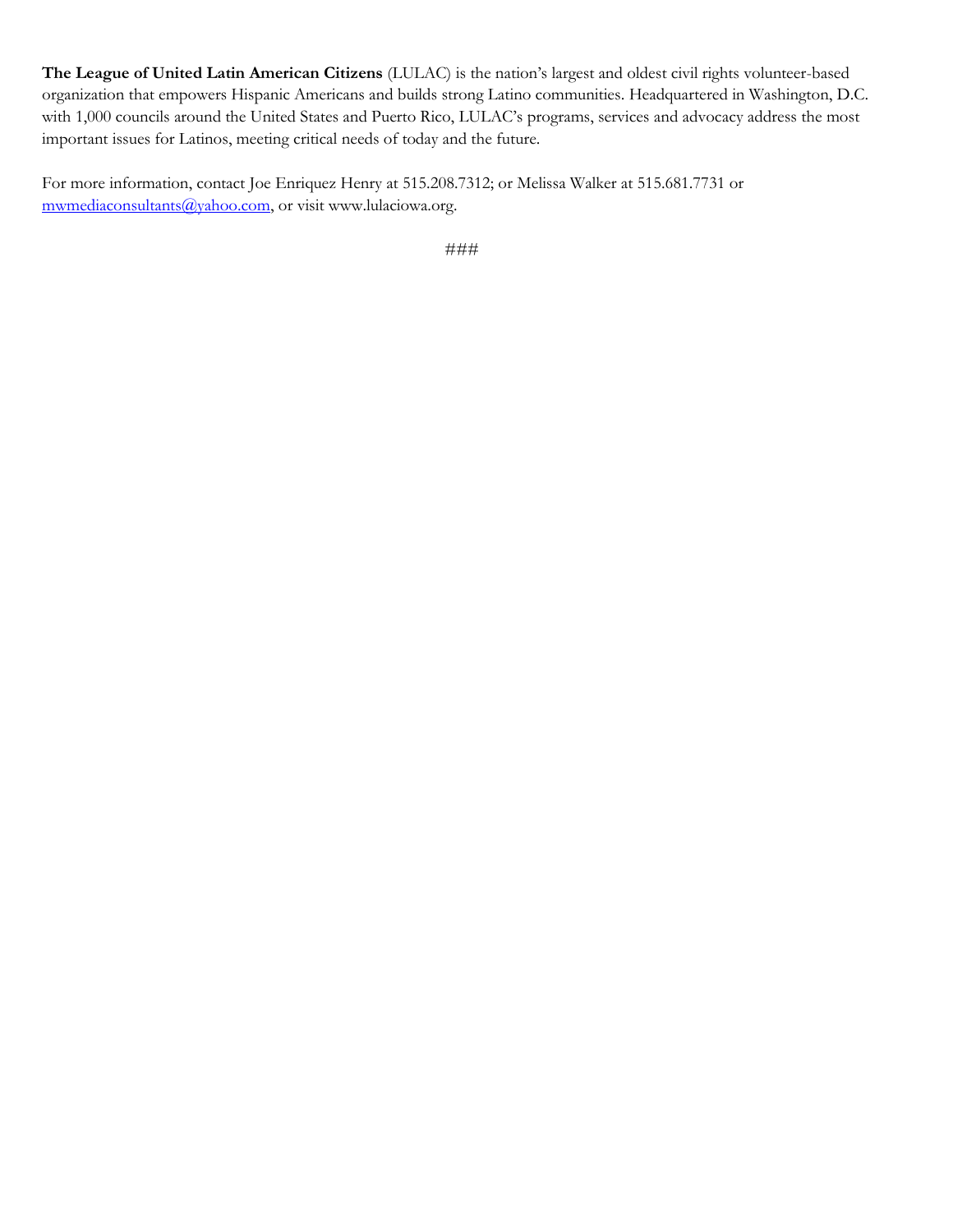**The League of United Latin American Citizens** (LULAC) is the nation's largest and oldest civil rights volunteer-based organization that empowers Hispanic Americans and builds strong Latino communities. Headquartered in Washington, D.C. with 1,000 councils around the United States and Puerto Rico, LULAC's programs, services and advocacy address the most important issues for Latinos, meeting critical needs of today and the future.

For more information, contact Joe Enriquez Henry at 515.208.7312; or Melissa Walker at 515.681.7731 or mwmediaconsultants@yahoo.com, or visit www.lulaciowa.org.

###